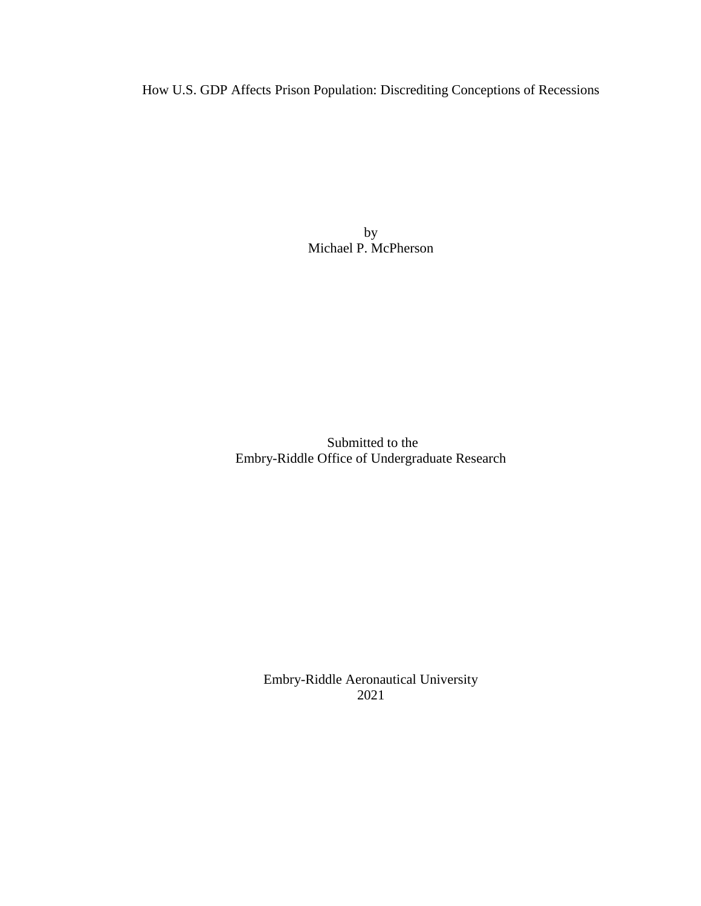# How U.S. GDP Affects Prison Population: Discrediting Conceptions of Recessions

by
Michael P. McPherson

Submitted to the
Embry-Riddle Office of Undergraduate Research

Embry-Riddle Aeronautical University
2021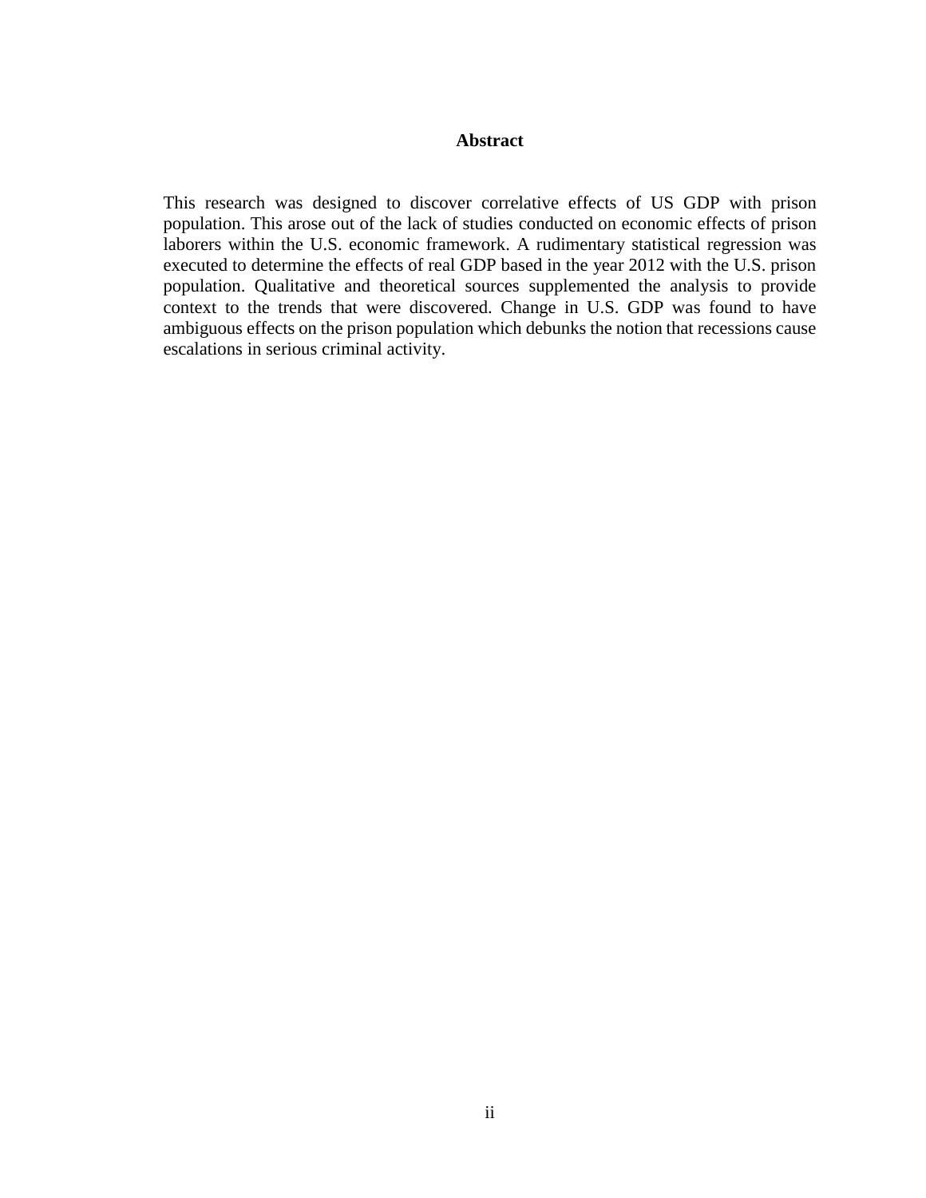## Abstract

This research was designed to discover correlative effects of US GDP with prison population. This arose out of the lack of studies conducted on economic effects of prison laborers within the U.S. economic framework. A rudimentary statistical regression was executed to determine the effects of real GDP based in the year 2012 with the U.S. prison population. Qualitative and theoretical sources supplemented the analysis to provide context to the trends that were discovered. Change in U.S. GDP was found to have ambiguous effects on the prison population which debunks the notion that recessions cause escalations in serious criminal activity.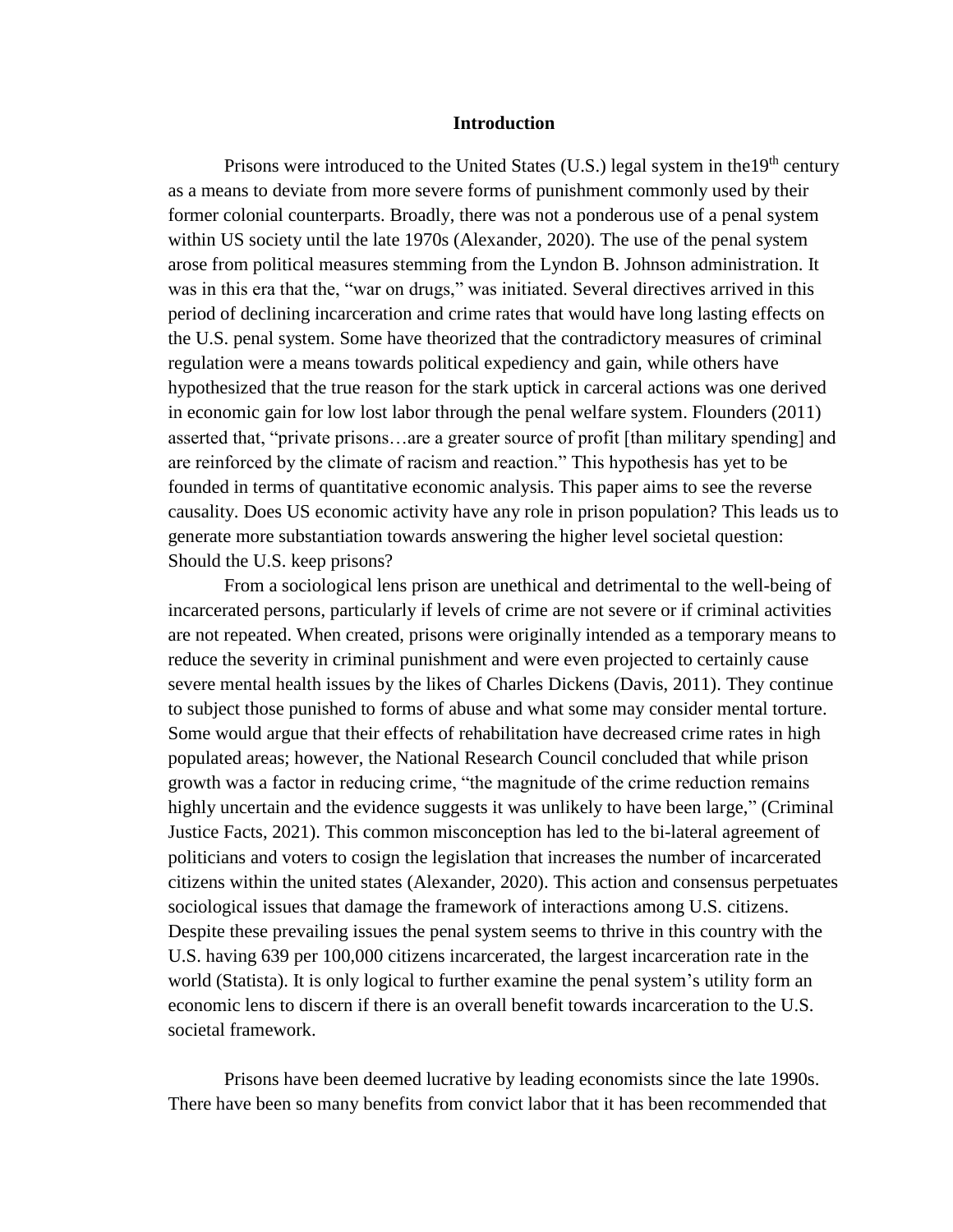## Introduction

Prisons were introduced to the United States (U.S.) legal system in the19th century as a means to deviate from more severe forms of punishment commonly used by their former colonial counterparts. Broadly, there was not a ponderous use of a penal system within US society until the late 1970s (Alexander, 2020). The use of the penal system arose from political measures stemming from the Lyndon B. Johnson administration. It was in this era that the, "war on drugs," was initiated. Several directives arrived in this period of declining incarceration and crime rates that would have long lasting effects on the U.S. penal system. Some have theorized that the contradictory measures of criminal regulation were a means towards political expediency and gain, while others have hypothesized that the true reason for the stark uptick in carceral actions was one derived in economic gain for low lost labor through the penal welfare system. Flounders (2011) asserted that, "private prisons…are a greater source of profit [than military spending] and are reinforced by the climate of racism and reaction." This hypothesis has yet to be founded in terms of quantitative economic analysis. This paper aims to see the reverse causality. Does US economic activity have any role in prison population? This leads us to generate more substantiation towards answering the higher level societal question: Should the U.S. keep prisons?

From a sociological lens prison are unethical and detrimental to the well-being of incarcerated persons, particularly if levels of crime are not severe or if criminal activities are not repeated. When created, prisons were originally intended as a temporary means to reduce the severity in criminal punishment and were even projected to certainly cause severe mental health issues by the likes of Charles Dickens (Davis, 2011). They continue to subject those punished to forms of abuse and what some may consider mental torture. Some would argue that their effects of rehabilitation have decreased crime rates in high populated areas; however, the National Research Council concluded that while prison growth was a factor in reducing crime, "the magnitude of the crime reduction remains highly uncertain and the evidence suggests it was unlikely to have been large," (Criminal Justice Facts, 2021). This common misconception has led to the bi-lateral agreement of politicians and voters to cosign the legislation that increases the number of incarcerated citizens within the united states (Alexander, 2020). This action and consensus perpetuates sociological issues that damage the framework of interactions among U.S. citizens. Despite these prevailing issues the penal system seems to thrive in this country with the U.S. having 639 per 100,000 citizens incarcerated, the largest incarceration rate in the world (Statista). It is only logical to further examine the penal system's utility form an economic lens to discern if there is an overall benefit towards incarceration to the U.S. societal framework.

Prisons have been deemed lucrative by leading economists since the late 1990s. There have been so many benefits from convict labor that it has been recommended that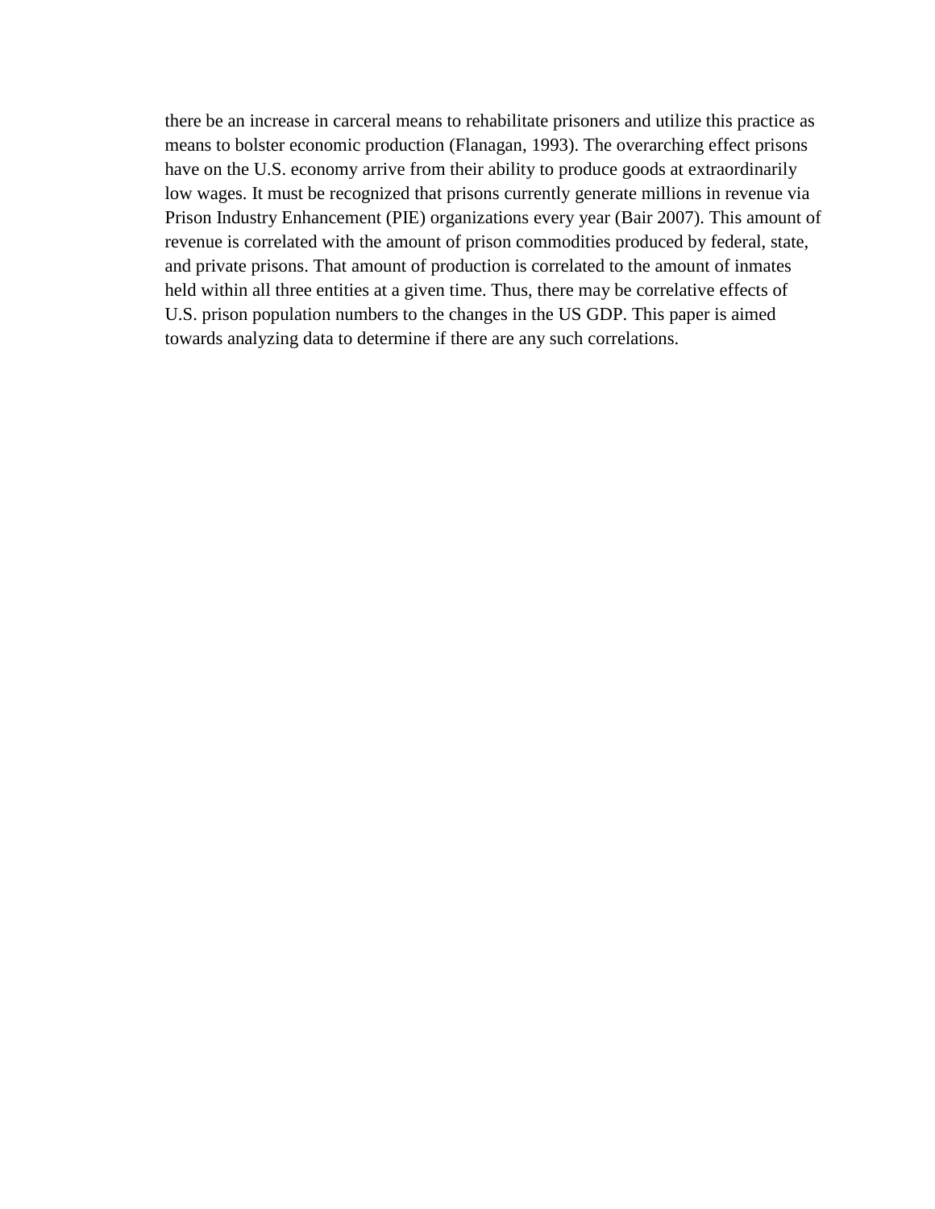there be an increase in carceral means to rehabilitate prisoners and utilize this practice as means to bolster economic production (Flanagan, 1993). The overarching effect prisons have on the U.S. economy arrive from their ability to produce goods at extraordinarily low wages. It must be recognized that prisons currently generate millions in revenue via Prison Industry Enhancement (PIE) organizations every year (Bair 2007). This amount of revenue is correlated with the amount of prison commodities produced by federal, state, and private prisons. That amount of production is correlated to the amount of inmates held within all three entities at a given time. Thus, there may be correlative effects of U.S. prison population numbers to the changes in the US GDP. This paper is aimed towards analyzing data to determine if there are any such correlations.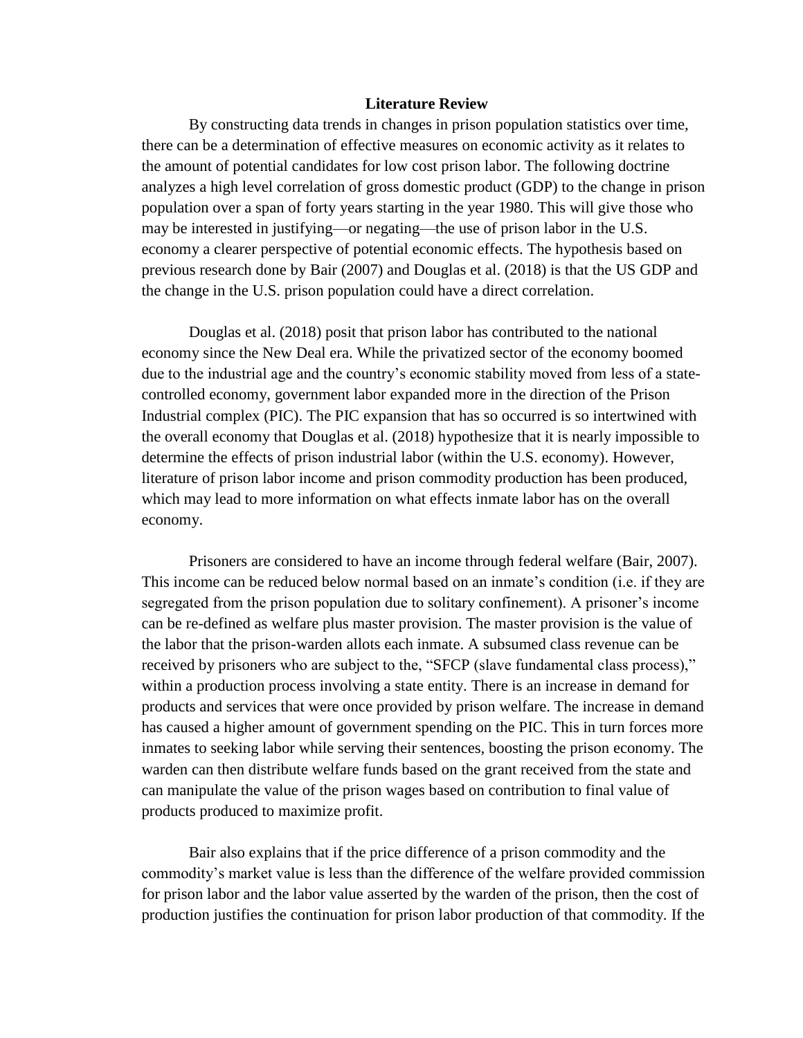## Literature Review

By constructing data trends in changes in prison population statistics over time, there can be a determination of effective measures on economic activity as it relates to the amount of potential candidates for low cost prison labor. The following doctrine analyzes a high level correlation of gross domestic product (GDP) to the change in prison population over a span of forty years starting in the year 1980. This will give those who may be interested in justifying—or negating—the use of prison labor in the U.S. economy a clearer perspective of potential economic effects. The hypothesis based on previous research done by Bair (2007) and Douglas et al. (2018) is that the US GDP and the change in the U.S. prison population could have a direct correlation.

Douglas et al. (2018) posit that prison labor has contributed to the national economy since the New Deal era. While the privatized sector of the economy boomed due to the industrial age and the country's economic stability moved from less of a state-controlled economy, government labor expanded more in the direction of the Prison Industrial complex (PIC). The PIC expansion that has so occurred is so intertwined with the overall economy that Douglas et al. (2018) hypothesize that it is nearly impossible to determine the effects of prison industrial labor (within the U.S. economy). However, literature of prison labor income and prison commodity production has been produced, which may lead to more information on what effects inmate labor has on the overall economy.

Prisoners are considered to have an income through federal welfare (Bair, 2007). This income can be reduced below normal based on an inmate's condition (i.e. if they are segregated from the prison population due to solitary confinement). A prisoner's income can be re-defined as welfare plus master provision. The master provision is the value of the labor that the prison-warden allots each inmate. A subsumed class revenue can be received by prisoners who are subject to the, "SFCP (slave fundamental class process)," within a production process involving a state entity. There is an increase in demand for products and services that were once provided by prison welfare. The increase in demand has caused a higher amount of government spending on the PIC. This in turn forces more inmates to seeking labor while serving their sentences, boosting the prison economy. The warden can then distribute welfare funds based on the grant received from the state and can manipulate the value of the prison wages based on contribution to final value of products produced to maximize profit.

Bair also explains that if the price difference of a prison commodity and the commodity's market value is less than the difference of the welfare provided commission for prison labor and the labor value asserted by the warden of the prison, then the cost of production justifies the continuation for prison labor production of that commodity. If the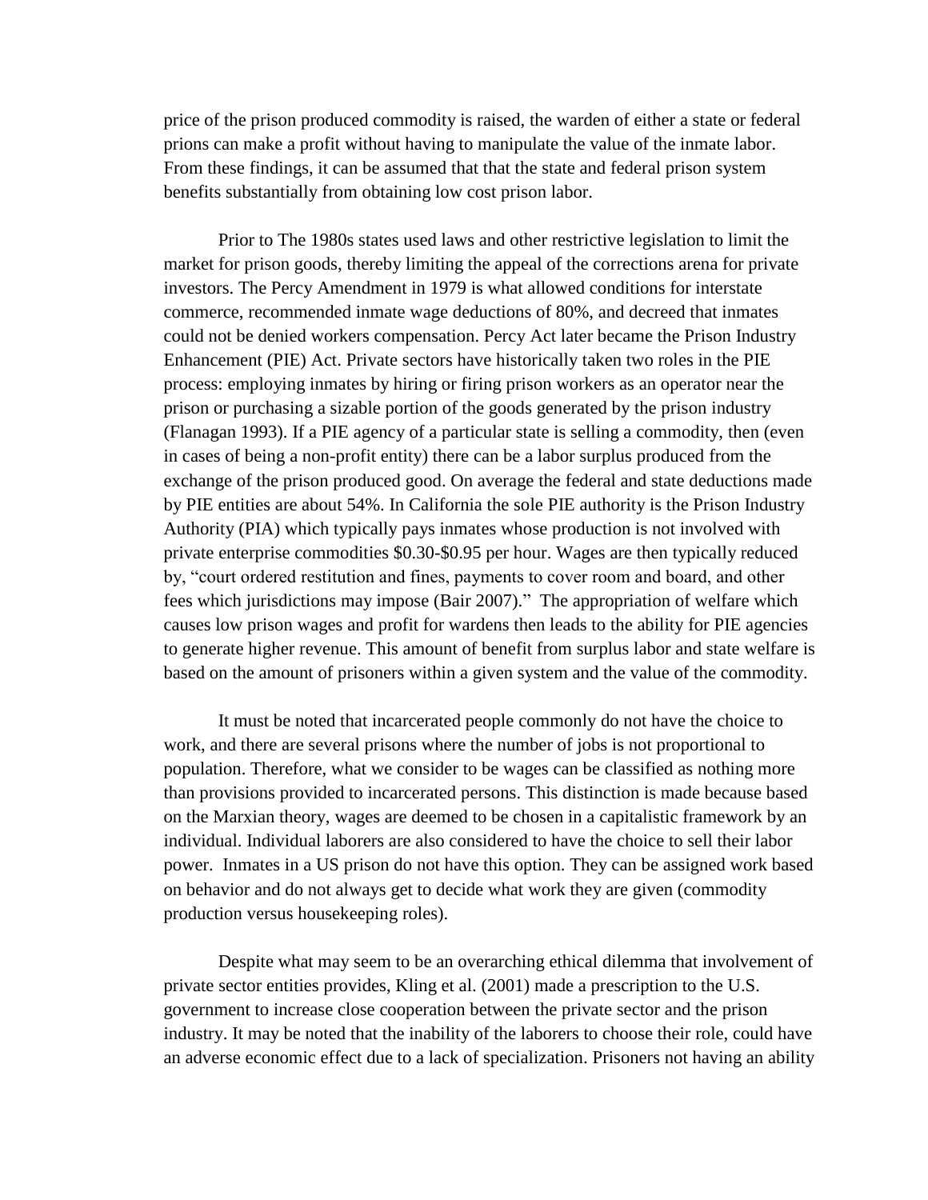price of the prison produced commodity is raised, the warden of either a state or federal prions can make a profit without having to manipulate the value of the inmate labor. From these findings, it can be assumed that that the state and federal prison system benefits substantially from obtaining low cost prison labor.

Prior to The 1980s states used laws and other restrictive legislation to limit the market for prison goods, thereby limiting the appeal of the corrections arena for private investors. The Percy Amendment in 1979 is what allowed conditions for interstate commerce, recommended inmate wage deductions of 80%, and decreed that inmates could not be denied workers compensation. Percy Act later became the Prison Industry Enhancement (PIE) Act. Private sectors have historically taken two roles in the PIE process: employing inmates by hiring or firing prison workers as an operator near the prison or purchasing a sizable portion of the goods generated by the prison industry (Flanagan 1993). If a PIE agency of a particular state is selling a commodity, then (even in cases of being a non-profit entity) there can be a labor surplus produced from the exchange of the prison produced good. On average the federal and state deductions made by PIE entities are about 54%. In California the sole PIE authority is the Prison Industry Authority (PIA) which typically pays inmates whose production is not involved with private enterprise commodities $0.30-$0.95 per hour. Wages are then typically reduced by, "court ordered restitution and fines, payments to cover room and board, and other fees which jurisdictions may impose (Bair 2007)." The appropriation of welfare which causes low prison wages and profit for wardens then leads to the ability for PIE agencies to generate higher revenue. This amount of benefit from surplus labor and state welfare is based on the amount of prisoners within a given system and the value of the commodity.

It must be noted that incarcerated people commonly do not have the choice to work, and there are several prisons where the number of jobs is not proportional to population. Therefore, what we consider to be wages can be classified as nothing more than provisions provided to incarcerated persons. This distinction is made because based on the Marxian theory, wages are deemed to be chosen in a capitalistic framework by an individual. Individual laborers are also considered to have the choice to sell their labor power. Inmates in a US prison do not have this option. They can be assigned work based on behavior and do not always get to decide what work they are given (commodity production versus housekeeping roles).

Despite what may seem to be an overarching ethical dilemma that involvement of private sector entities provides, Kling et al. (2001) made a prescription to the U.S. government to increase close cooperation between the private sector and the prison industry. It may be noted that the inability of the laborers to choose their role, could have an adverse economic effect due to a lack of specialization. Prisoners not having an ability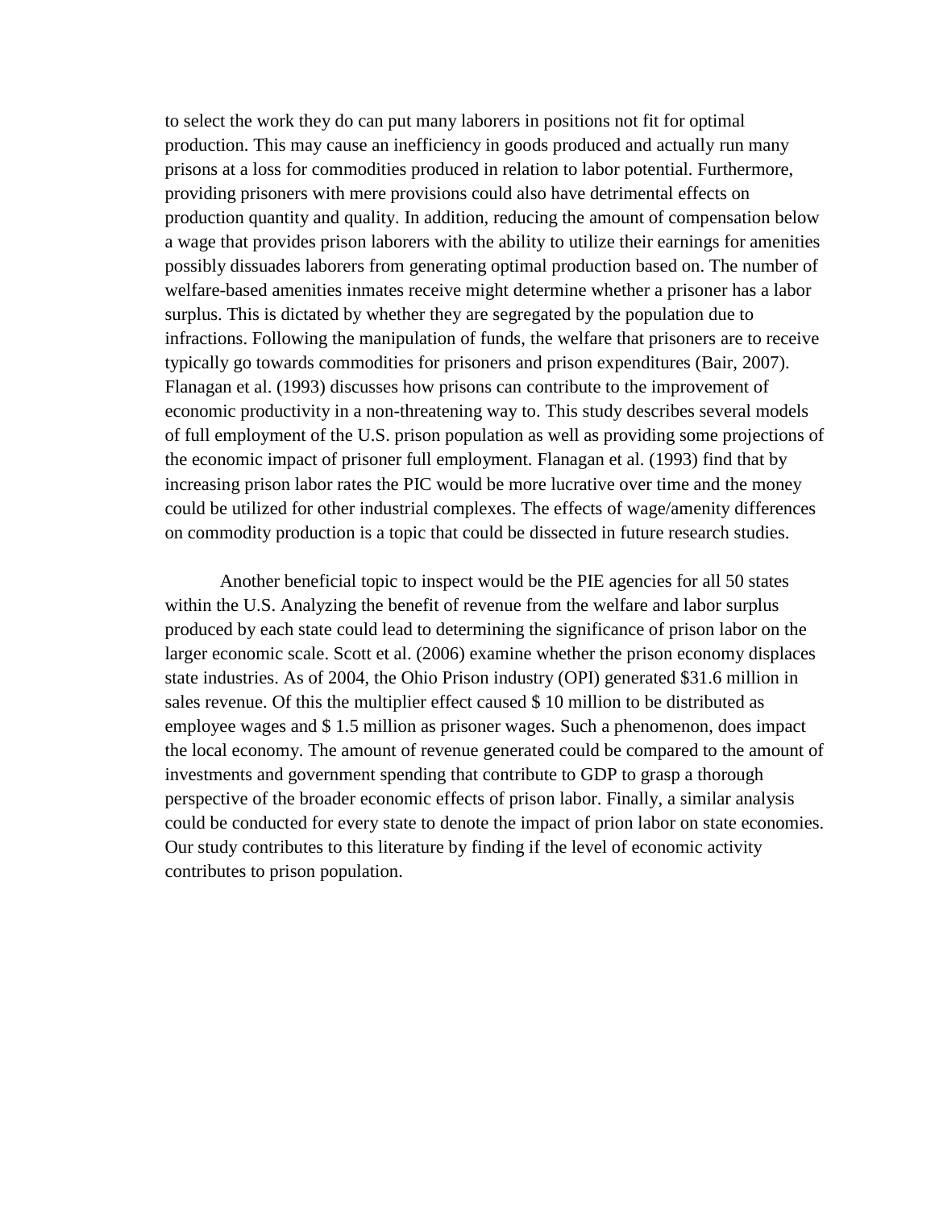to select the work they do can put many laborers in positions not fit for optimal production. This may cause an inefficiency in goods produced and actually run many prisons at a loss for commodities produced in relation to labor potential. Furthermore, providing prisoners with mere provisions could also have detrimental effects on production quantity and quality. In addition, reducing the amount of compensation below a wage that provides prison laborers with the ability to utilize their earnings for amenities possibly dissuades laborers from generating optimal production based on. The number of welfare-based amenities inmates receive might determine whether a prisoner has a labor surplus. This is dictated by whether they are segregated by the population due to infractions. Following the manipulation of funds, the welfare that prisoners are to receive typically go towards commodities for prisoners and prison expenditures (Bair, 2007). Flanagan et al. (1993) discusses how prisons can contribute to the improvement of economic productivity in a non-threatening way to. This study describes several models of full employment of the U.S. prison population as well as providing some projections of the economic impact of prisoner full employment. Flanagan et al. (1993) find that by increasing prison labor rates the PIC would be more lucrative over time and the money could be utilized for other industrial complexes. The effects of wage/amenity differences on commodity production is a topic that could be dissected in future research studies.

Another beneficial topic to inspect would be the PIE agencies for all 50 states within the U.S. Analyzing the benefit of revenue from the welfare and labor surplus produced by each state could lead to determining the significance of prison labor on the larger economic scale. Scott et al. (2006) examine whether the prison economy displaces state industries. As of 2004, the Ohio Prison industry (OPI) generated $31.6 million in sales revenue. Of this the multiplier effect caused $ 10 million to be distributed as employee wages and $ 1.5 million as prisoner wages. Such a phenomenon, does impact the local economy. The amount of revenue generated could be compared to the amount of investments and government spending that contribute to GDP to grasp a thorough perspective of the broader economic effects of prison labor. Finally, a similar analysis could be conducted for every state to denote the impact of prion labor on state economies. Our study contributes to this literature by finding if the level of economic activity contributes to prison population.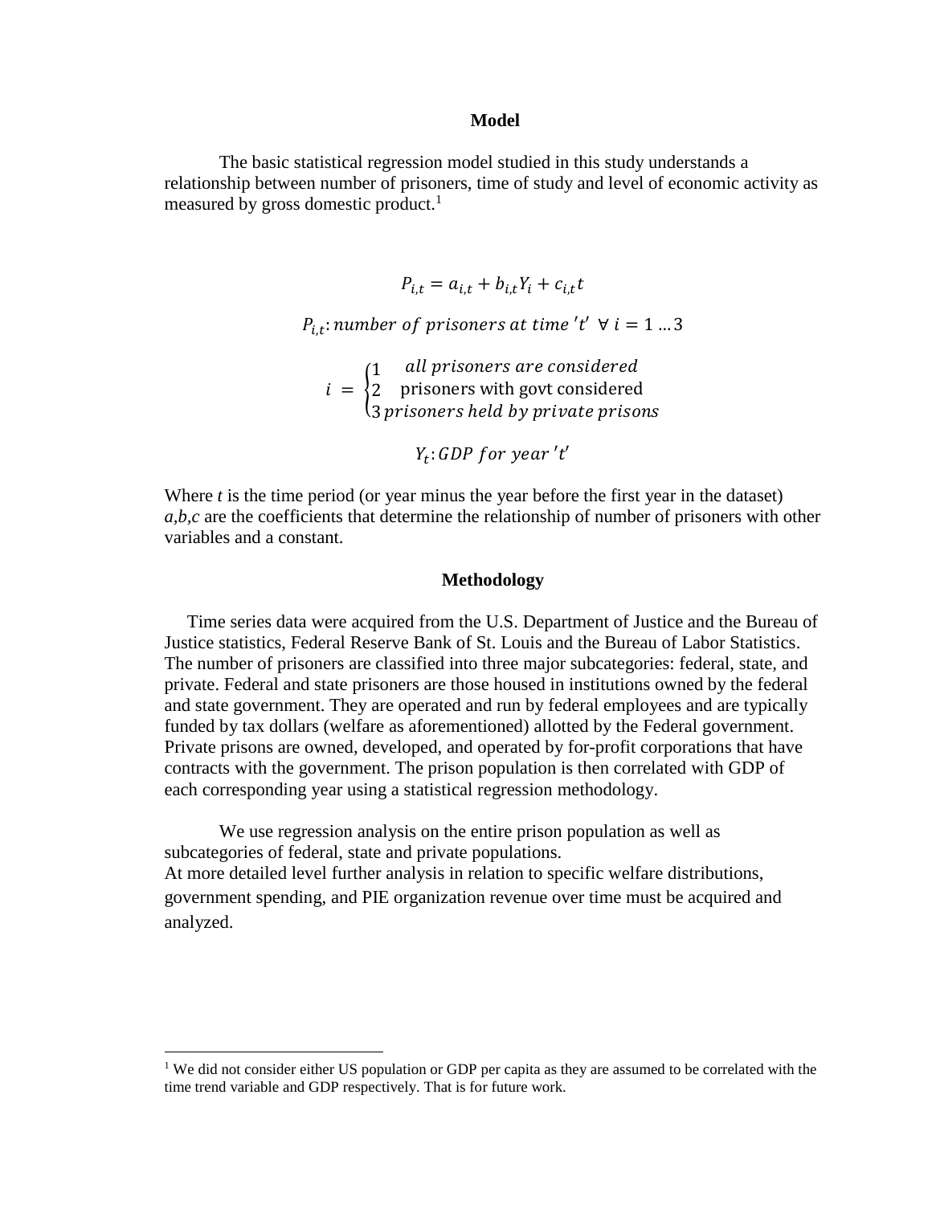## Model

The basic statistical regression model studied in this study understands a relationship between number of prisoners, time of study and level of economic activity as measured by gross domestic product.[1]

$$P_{i,t} = a_{i,t} + b_{i,t}Y_i + c_{i,t}t$$

$$P_{i,t}: number\ of\ prisoners\ at\ time\ 't'\ \ \forall\ i = 1 \dots 3$$

$$i = \begin{cases} 1 & all\ prisoners\ are\ considered \\ 2 & \text{prisoners with govt considered} \\ 3 & prisoners\ held\ by\ private\ prisons \end{cases}$$

$$Y_t: GDP\ for\ year\ 't'$$

Where *t* is the time period (or year minus the year before the first year in the dataset) *a,b,c* are the coefficients that determine the relationship of number of prisoners with other variables and a constant.

## Methodology

Time series data were acquired from the U.S. Department of Justice and the Bureau of Justice statistics, Federal Reserve Bank of St. Louis and the Bureau of Labor Statistics. The number of prisoners are classified into three major subcategories: federal, state, and private. Federal and state prisoners are those housed in institutions owned by the federal and state government. They are operated and run by federal employees and are typically funded by tax dollars (welfare as aforementioned) allotted by the Federal government. Private prisons are owned, developed, and operated by for-profit corporations that have contracts with the government. The prison population is then correlated with GDP of each corresponding year using a statistical regression methodology.

We use regression analysis on the entire prison population as well as subcategories of federal, state and private populations.
At more detailed level further analysis in relation to specific welfare distributions, government spending, and PIE organization revenue over time must be acquired and analyzed.

---

[1] We did not consider either US population or GDP per capita as they are assumed to be correlated with the time trend variable and GDP respectively. That is for future work.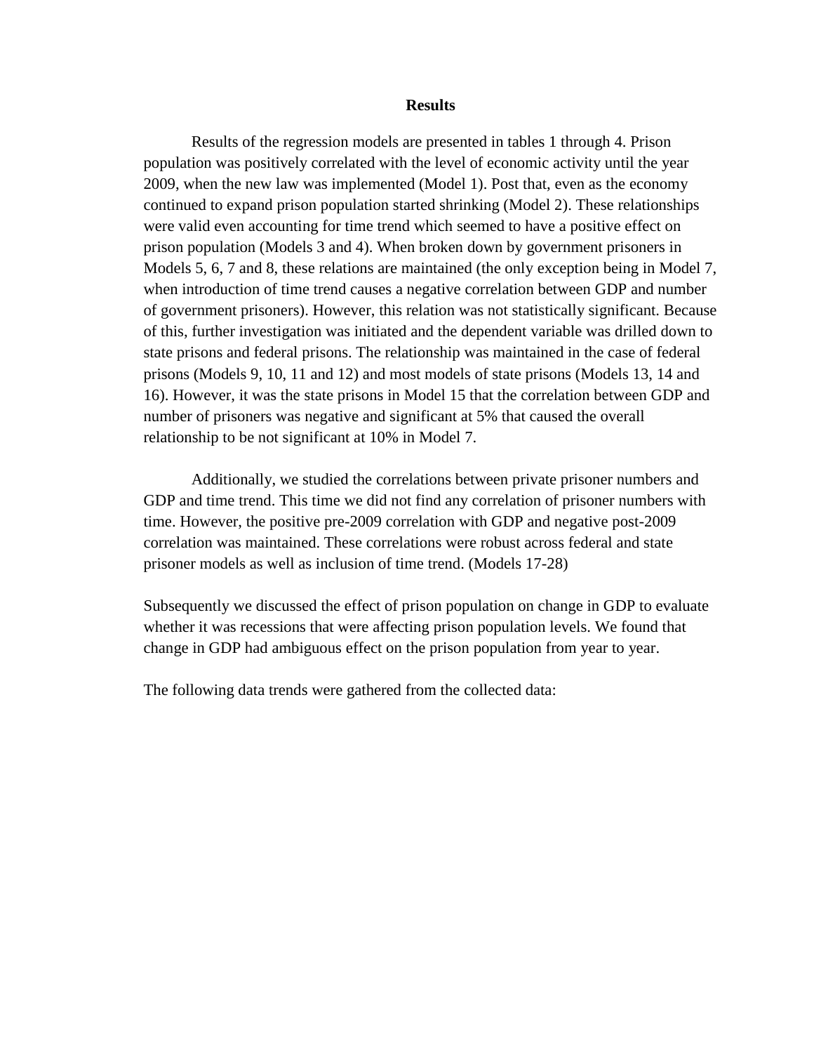## Results

Results of the regression models are presented in tables 1 through 4. Prison population was positively correlated with the level of economic activity until the year 2009, when the new law was implemented (Model 1). Post that, even as the economy continued to expand prison population started shrinking (Model 2). These relationships were valid even accounting for time trend which seemed to have a positive effect on prison population (Models 3 and 4). When broken down by government prisoners in Models 5, 6, 7 and 8, these relations are maintained (the only exception being in Model 7, when introduction of time trend causes a negative correlation between GDP and number of government prisoners). However, this relation was not statistically significant. Because of this, further investigation was initiated and the dependent variable was drilled down to state prisons and federal prisons. The relationship was maintained in the case of federal prisons (Models 9, 10, 11 and 12) and most models of state prisons (Models 13, 14 and 16). However, it was the state prisons in Model 15 that the correlation between GDP and number of prisoners was negative and significant at 5% that caused the overall relationship to be not significant at 10% in Model 7.

Additionally, we studied the correlations between private prisoner numbers and GDP and time trend. This time we did not find any correlation of prisoner numbers with time. However, the positive pre-2009 correlation with GDP and negative post-2009 correlation was maintained. These correlations were robust across federal and state prisoner models as well as inclusion of time trend. (Models 17-28)

Subsequently we discussed the effect of prison population on change in GDP to evaluate whether it was recessions that were affecting prison population levels. We found that change in GDP had ambiguous effect on the prison population from year to year.

The following data trends were gathered from the collected data: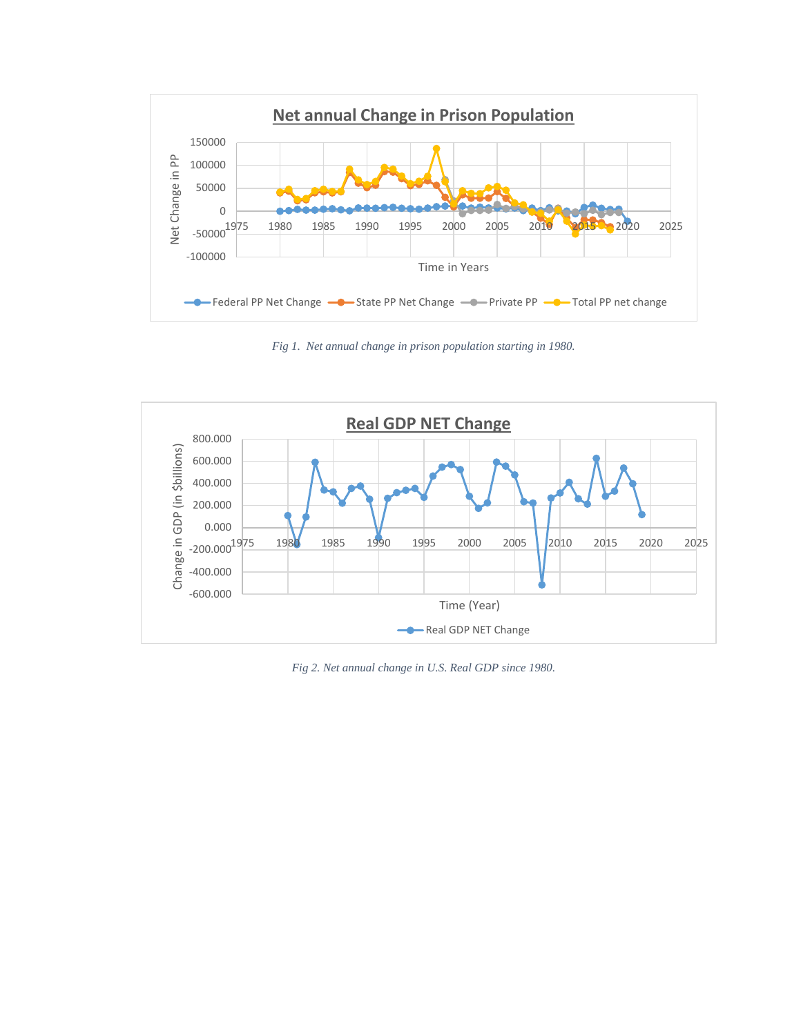*Fig 1. Net annual change in prison population starting in 1980.*

*Fig 2. Net annual change in U.S. Real GDP since 1980.*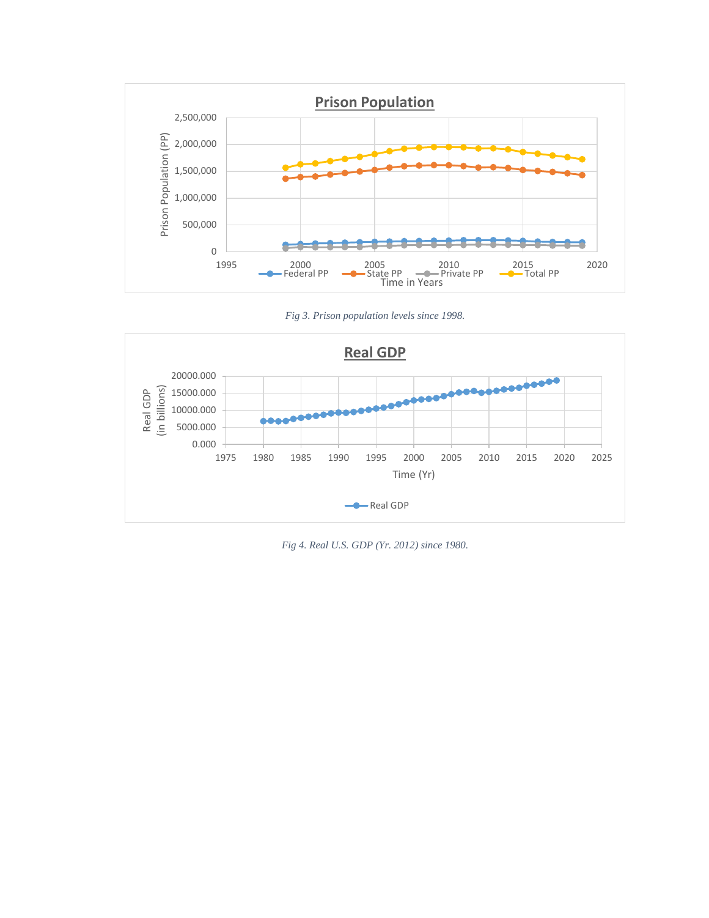Fig 3. Prison population levels since 1998.

Fig 4. Real U.S. GDP (Yr. 2012) since 1980.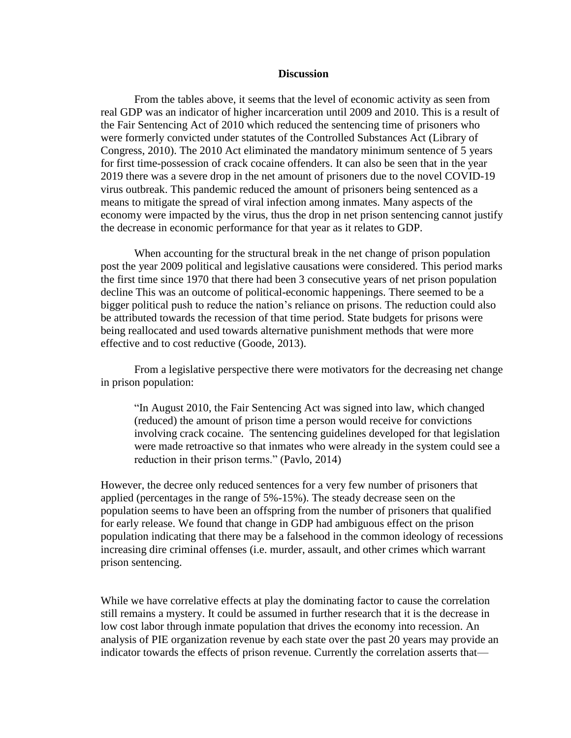## Discussion

From the tables above, it seems that the level of economic activity as seen from real GDP was an indicator of higher incarceration until 2009 and 2010. This is a result of the Fair Sentencing Act of 2010 which reduced the sentencing time of prisoners who were formerly convicted under statutes of the Controlled Substances Act (Library of Congress, 2010). The 2010 Act eliminated the mandatory minimum sentence of 5 years for first time-possession of crack cocaine offenders. It can also be seen that in the year 2019 there was a severe drop in the net amount of prisoners due to the novel COVID-19 virus outbreak. This pandemic reduced the amount of prisoners being sentenced as a means to mitigate the spread of viral infection among inmates. Many aspects of the economy were impacted by the virus, thus the drop in net prison sentencing cannot justify the decrease in economic performance for that year as it relates to GDP.

When accounting for the structural break in the net change of prison population post the year 2009 political and legislative causations were considered. This period marks the first time since 1970 that there had been 3 consecutive years of net prison population decline This was an outcome of political-economic happenings. There seemed to be a bigger political push to reduce the nation's reliance on prisons. The reduction could also be attributed towards the recession of that time period. State budgets for prisons were being reallocated and used towards alternative punishment methods that were more effective and to cost reductive (Goode, 2013).

From a legislative perspective there were motivators for the decreasing net change in prison population:

> "In August 2010, the Fair Sentencing Act was signed into law, which changed (reduced) the amount of prison time a person would receive for convictions involving crack cocaine. The sentencing guidelines developed for that legislation were made retroactive so that inmates who were already in the system could see a reduction in their prison terms." (Pavlo, 2014)

However, the decree only reduced sentences for a very few number of prisoners that applied (percentages in the range of 5%-15%). The steady decrease seen on the population seems to have been an offspring from the number of prisoners that qualified for early release. We found that change in GDP had ambiguous effect on the prison population indicating that there may be a falsehood in the common ideology of recessions increasing dire criminal offenses (i.e. murder, assault, and other crimes which warrant prison sentencing.

While we have correlative effects at play the dominating factor to cause the correlation still remains a mystery. It could be assumed in further research that it is the decrease in low cost labor through inmate population that drives the economy into recession. An analysis of PIE organization revenue by each state over the past 20 years may provide an indicator towards the effects of prison revenue. Currently the correlation asserts that—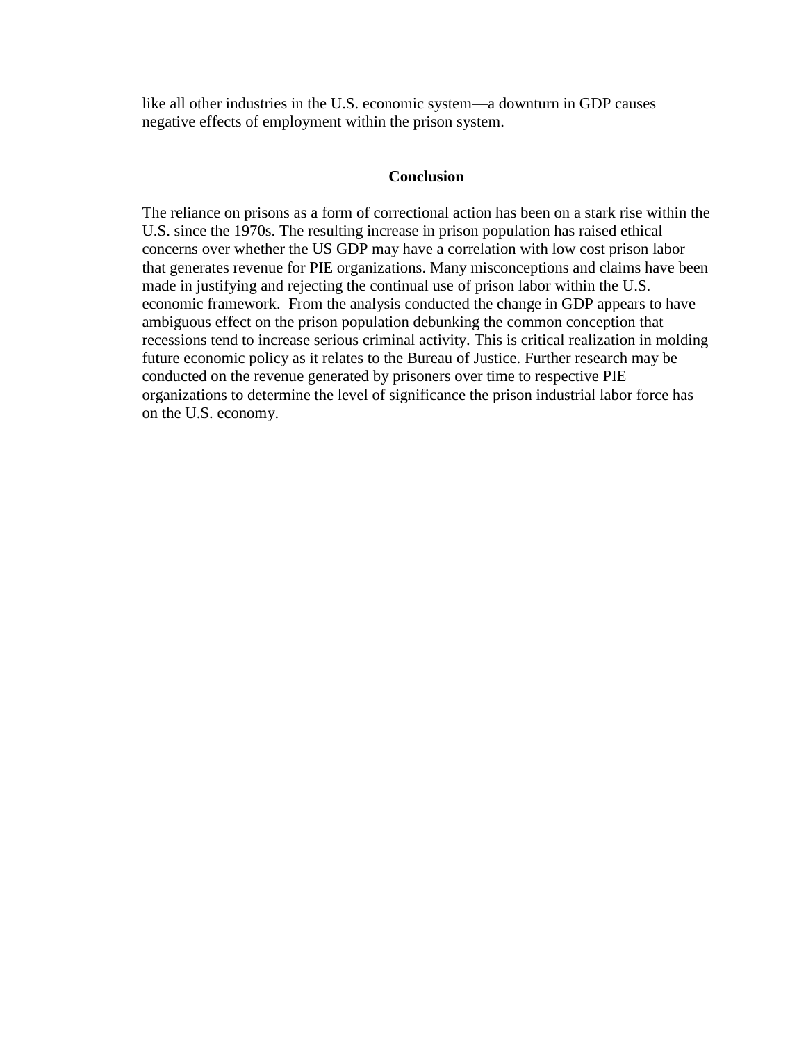like all other industries in the U.S. economic system—a downturn in GDP causes negative effects of employment within the prison system.

## Conclusion

The reliance on prisons as a form of correctional action has been on a stark rise within the U.S. since the 1970s. The resulting increase in prison population has raised ethical concerns over whether the US GDP may have a correlation with low cost prison labor that generates revenue for PIE organizations. Many misconceptions and claims have been made in justifying and rejecting the continual use of prison labor within the U.S. economic framework.  From the analysis conducted the change in GDP appears to have ambiguous effect on the prison population debunking the common conception that recessions tend to increase serious criminal activity. This is critical realization in molding future economic policy as it relates to the Bureau of Justice. Further research may be conducted on the revenue generated by prisoners over time to respective PIE organizations to determine the level of significance the prison industrial labor force has on the U.S. economy.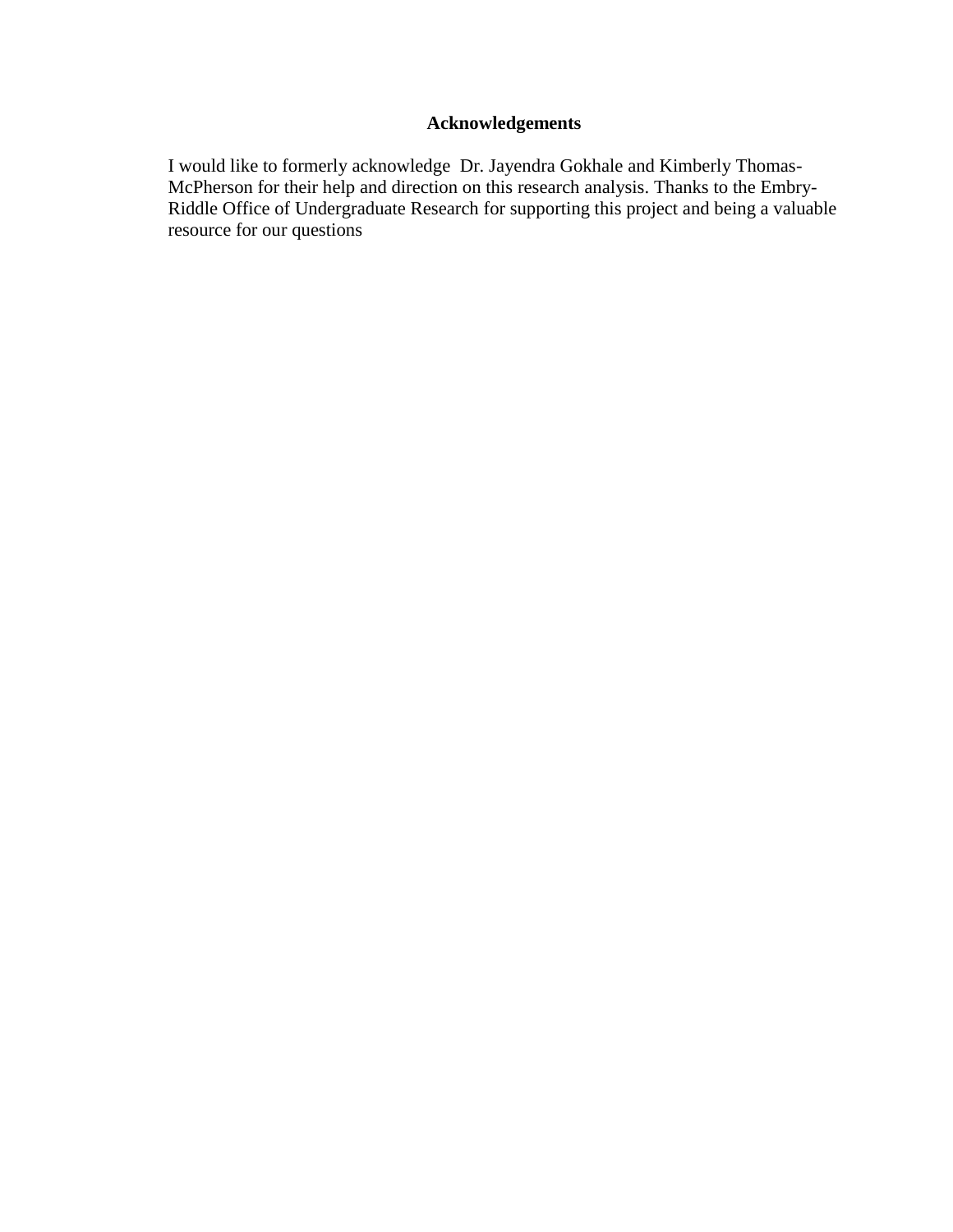## Acknowledgements

I would like to formerly acknowledge Dr. Jayendra Gokhale and Kimberly Thomas-McPherson for their help and direction on this research analysis. Thanks to the Embry-Riddle Office of Undergraduate Research for supporting this project and being a valuable resource for our questions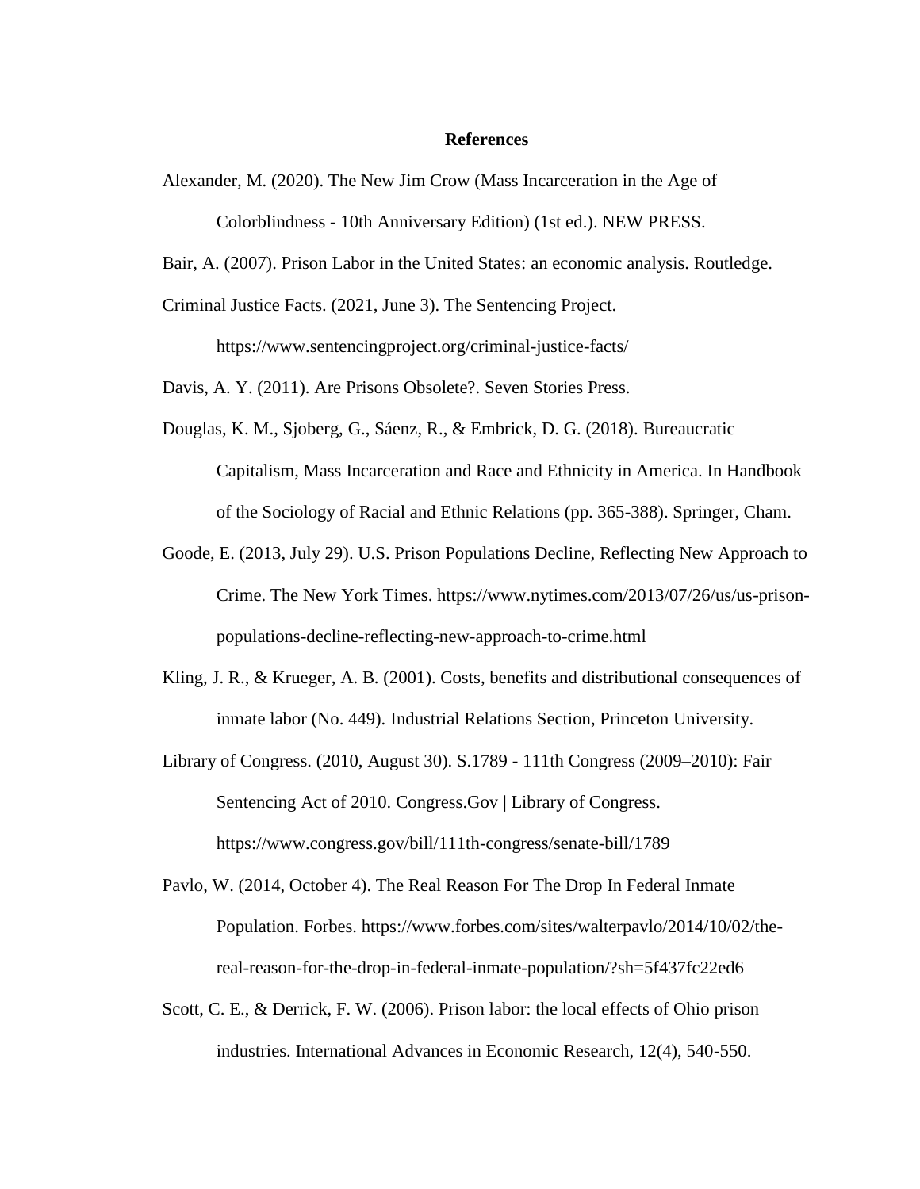# References

Alexander, M. (2020). The New Jim Crow (Mass Incarceration in the Age of Colorblindness - 10th Anniversary Edition) (1st ed.). NEW PRESS.

Bair, A. (2007). Prison Labor in the United States: an economic analysis. Routledge.

Criminal Justice Facts. (2021, June 3). The Sentencing Project. https://www.sentencingproject.org/criminal-justice-facts/

Davis, A. Y. (2011). Are Prisons Obsolete?. Seven Stories Press.

Douglas, K. M., Sjoberg, G., Sáenz, R., & Embrick, D. G. (2018). Bureaucratic Capitalism, Mass Incarceration and Race and Ethnicity in America. In Handbook of the Sociology of Racial and Ethnic Relations (pp. 365-388). Springer, Cham.

Goode, E. (2013, July 29). U.S. Prison Populations Decline, Reflecting New Approach to Crime. The New York Times. https://www.nytimes.com/2013/07/26/us/us-prison-populations-decline-reflecting-new-approach-to-crime.html

Kling, J. R., & Krueger, A. B. (2001). Costs, benefits and distributional consequences of inmate labor (No. 449). Industrial Relations Section, Princeton University.

Library of Congress. (2010, August 30). S.1789 - 111th Congress (2009–2010): Fair Sentencing Act of 2010. Congress.Gov | Library of Congress. https://www.congress.gov/bill/111th-congress/senate-bill/1789

Pavlo, W. (2014, October 4). The Real Reason For The Drop In Federal Inmate Population. Forbes. https://www.forbes.com/sites/walterpavlo/2014/10/02/the-real-reason-for-the-drop-in-federal-inmate-population/?sh=5f437fc22ed6

Scott, C. E., & Derrick, F. W. (2006). Prison labor: the local effects of Ohio prison industries. International Advances in Economic Research, 12(4), 540-550.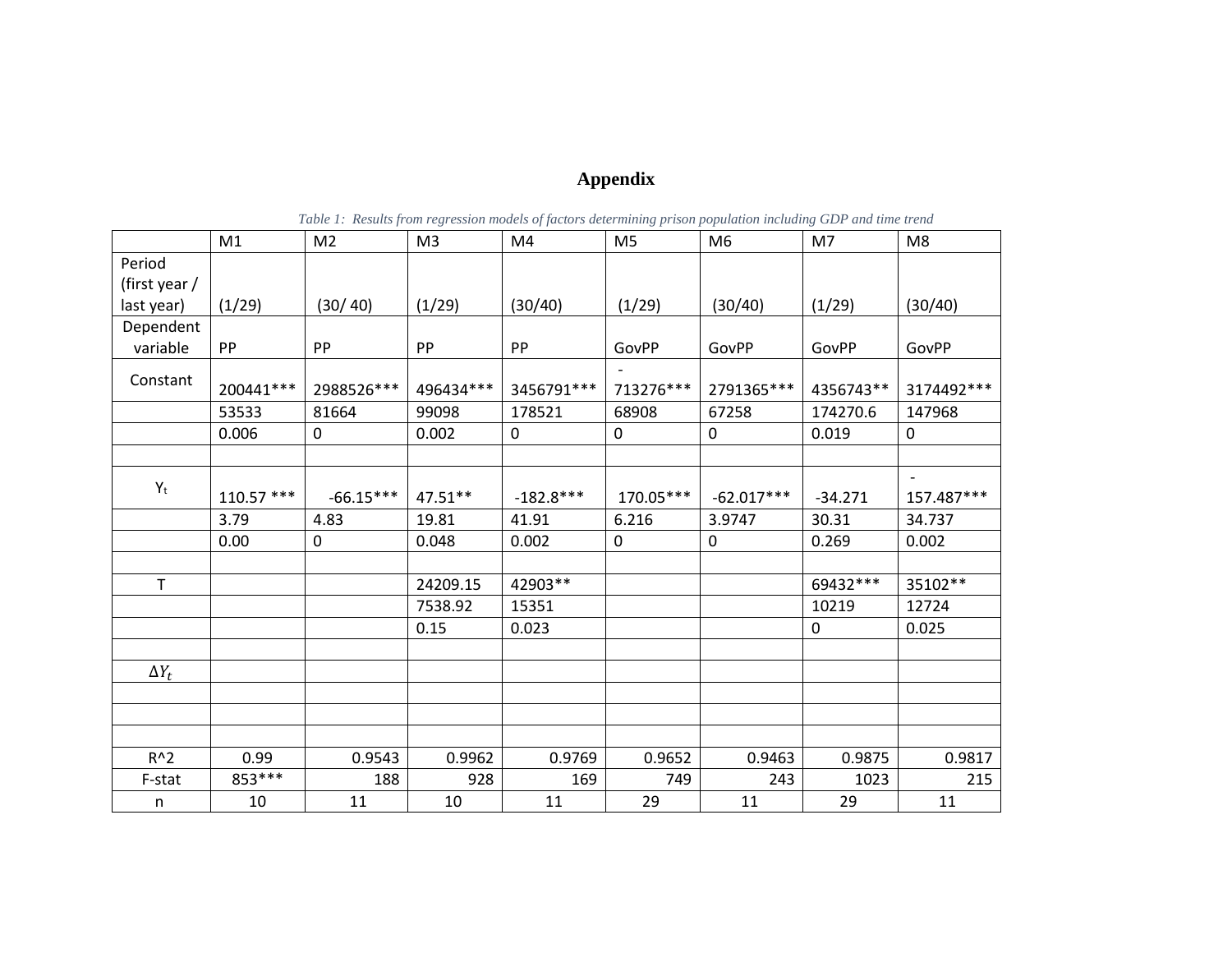# Appendix

*Table 1: Results from regression models of factors determining prison population including GDP and time trend*

| | M1 | M2 | M3 | M4 | M5 | M6 | M7 | M8 |
|---|---|---|---|---|---|---|---|---|
| Period (first year / last year) | (1/29) | (30/ 40) | (1/29) | (30/40) | (1/29) | (30/40) | (1/29) | (30/40) |
| Dependent variable | PP | PP | PP | PP | GovPP | GovPP | GovPP | GovPP |
| Constant | 200441*** | 2988526*** | 496434*** | 3456791*** | -713276*** | 2791365*** | 4356743** | 3174492*** |
| | 53533 | 81664 | 99098 | 178521 | 68908 | 67258 | 174270.6 | 147968 |
| | 0.006 | 0 | 0.002 | 0 | 0 | 0 | 0.019 | 0 |
| | | | | | | | | |
| $Y_t$ | 110.57 *** | -66.15*** | 47.51** | -182.8*** | 170.05*** | -62.017*** | -34.271 | -157.487*** |
| | 3.79 | 4.83 | 19.81 | 41.91 | 6.216 | 3.9747 | 30.31 | 34.737 |
| | 0.00 | 0 | 0.048 | 0.002 | 0 | 0 | 0.269 | 0.002 |
| | | | | | | | | |
| T | | | 24209.15 | 42903** | | | 69432*** | 35102** |
| | | | 7538.92 | 15351 | | | 10219 | 12724 |
| | | | 0.15 | 0.023 | | | 0 | 0.025 |
| | | | | | | | | |
| $\Delta Y_t$ | | | | | | | | |
| | | | | | | | | |
| | | | | | | | | |
| | | | | | | | | |
| R^2 | 0.99 | 0.9543 | 0.9962 | 0.9769 | 0.9652 | 0.9463 | 0.9875 | 0.9817 |
| F-stat | 853*** | 188 | 928 | 169 | 749 | 243 | 1023 | 215 |
| n | 10 | 11 | 10 | 11 | 29 | 11 | 29 | 11 |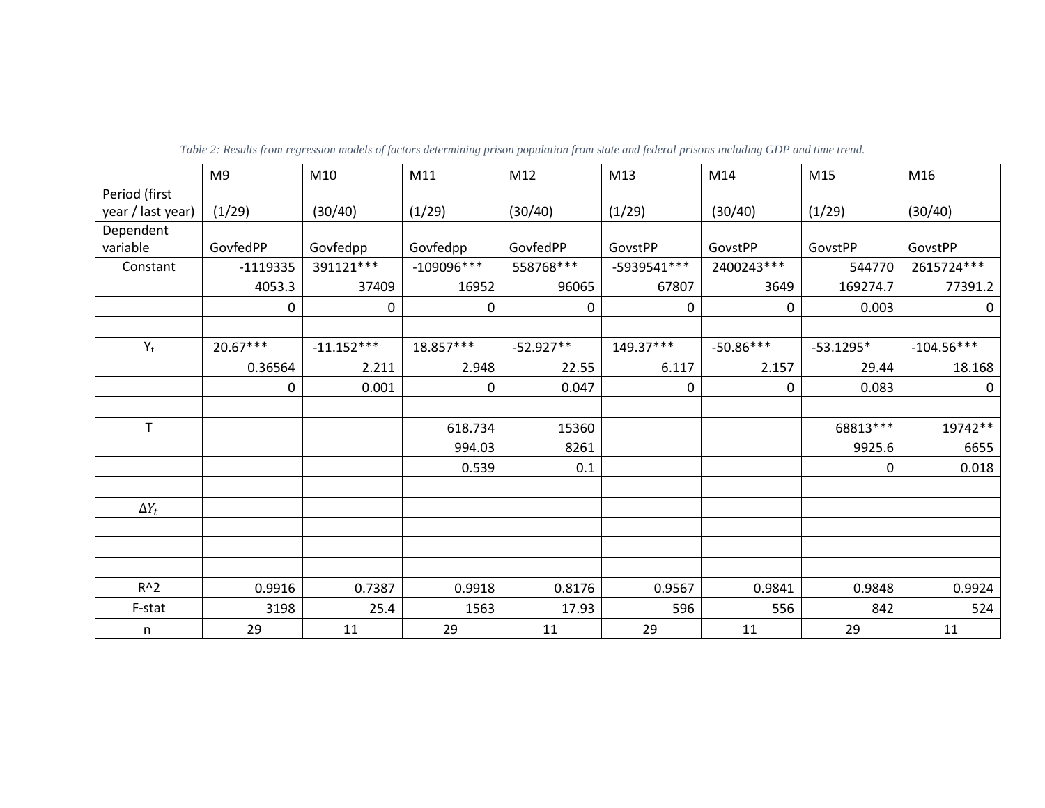*Table 2: Results from regression models of factors determining prison population from state and federal prisons including GDP and time trend.*

| | M9 | M10 | M11 | M12 | M13 | M14 | M15 | M16 |
|---|---|---|---|---|---|---|---|---|
| Period (first year / last year) | (1/29) | (30/40) | (1/29) | (30/40) | (1/29) | (30/40) | (1/29) | (30/40) |
| Dependent variable | GovfedPP | Govfedpp | Govfedpp | GovfedPP | GovstPP | GovstPP | GovstPP | GovstPP |
| Constant | -1119335 | 391121*** | -109096*** | 558768*** | -5939541*** | 2400243*** | 544770 | 2615724*** |
| | 4053.3 | 37409 | 16952 | 96065 | 67807 | 3649 | 169274.7 | 77391.2 |
| | 0 | 0 | 0 | 0 | 0 | 0 | 0.003 | 0 |
| | | | | | | | | |
| $Y_t$ | 20.67*** | -11.152*** | 18.857*** | -52.927** | 149.37*** | -50.86*** | -53.1295* | -104.56*** |
| | 0.36564 | 2.211 | 2.948 | 22.55 | 6.117 | 2.157 | 29.44 | 18.168 |
| | 0 | 0.001 | 0 | 0.047 | 0 | 0 | 0.083 | 0 |
| | | | | | | | | |
| T | | | 618.734 | 15360 | | | 68813*** | 19742** |
| | | | 994.03 | 8261 | | | 9925.6 | 6655 |
| | | | 0.539 | 0.1 | | | 0 | 0.018 |
| | | | | | | | | |
| $\Delta Y_t$ | | | | | | | | |
| | | | | | | | | |
| | | | | | | | | |
| | | | | | | | | |
| R^2 | 0.9916 | 0.7387 | 0.9918 | 0.8176 | 0.9567 | 0.9841 | 0.9848 | 0.9924 |
| F-stat | 3198 | 25.4 | 1563 | 17.93 | 596 | 556 | 842 | 524 |
| n | 29 | 11 | 29 | 11 | 29 | 11 | 29 | 11 |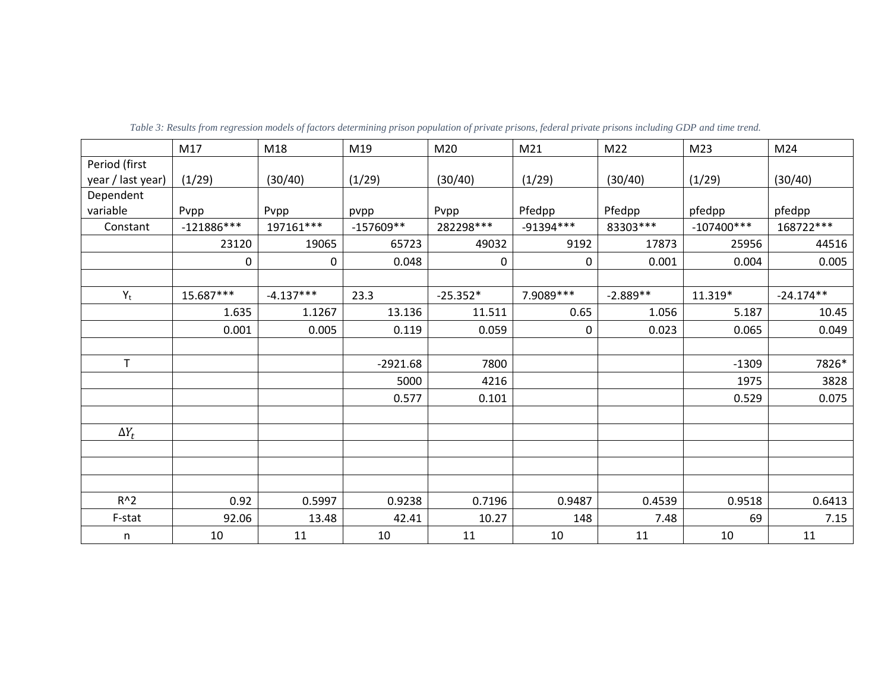*Table 3: Results from regression models of factors determining prison population of private prisons, federal private prisons including GDP and time trend.*

| | M17 | M18 | M19 | M20 | M21 | M22 | M23 | M24 |
|---|---|---|---|---|---|---|---|---|
| Period (first year / last year) | (1/29) | (30/40) | (1/29) | (30/40) | (1/29) | (30/40) | (1/29) | (30/40) |
| Dependent variable | Pvpp | Pvpp | pvpp | Pvpp | Pfedpp | Pfedpp | pfedpp | pfedpp |
| Constant | -121886*** | 197161*** | -157609** | 282298*** | -91394*** | 83303*** | -107400*** | 168722*** |
| | 23120 | 19065 | 65723 | 49032 | 9192 | 17873 | 25956 | 44516 |
| | 0 | 0 | 0.048 | 0 | 0 | 0.001 | 0.004 | 0.005 |
| | | | | | | | | |
| $Y_t$ | 15.687*** | -4.137*** | 23.3 | -25.352* | 7.9089*** | -2.889** | 11.319* | -24.174** |
| | 1.635 | 1.1267 | 13.136 | 11.511 | 0.65 | 1.056 | 5.187 | 10.45 |
| | 0.001 | 0.005 | 0.119 | 0.059 | 0 | 0.023 | 0.065 | 0.049 |
| | | | | | | | | |
| T | | | -2921.68 | 7800 | | | -1309 | 7826* |
| | | | 5000 | 4216 | | | 1975 | 3828 |
| | | | 0.577 | 0.101 | | | 0.529 | 0.075 |
| | | | | | | | | |
| $\Delta Y_t$ | | | | | | | | |
| | | | | | | | | |
| | | | | | | | | |
| | | | | | | | | |
| $R^2$ | 0.92 | 0.5997 | 0.9238 | 0.7196 | 0.9487 | 0.4539 | 0.9518 | 0.6413 |
| F-stat | 92.06 | 13.48 | 42.41 | 10.27 | 148 | 7.48 | 69 | 7.15 |
| n | 10 | 11 | 10 | 11 | 10 | 11 | 10 | 11 |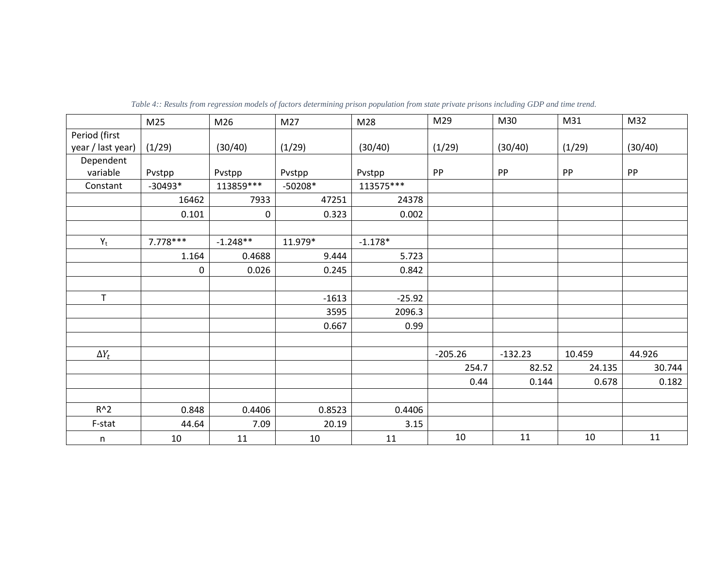*Table 4:: Results from regression models of factors determining prison population from state private prisons including GDP and time trend.*

| | M25 | M26 | M27 | M28 | M29 | M30 | M31 | M32 |
|---|---|---|---|---|---|---|---|---|
| Period (first year / last year) | (1/29) | (30/40) | (1/29) | (30/40) | (1/29) | (30/40) | (1/29) | (30/40) |
| Dependent variable | Pvstpp | Pvstpp | Pvstpp | Pvstpp | PP | PP | PP | PP |
| Constant | -30493* | 113859*** | -50208* | 113575*** | | | | |
| | 16462 | 7933 | 47251 | 24378 | | | | |
| | 0.101 | 0 | 0.323 | 0.002 | | | | |
| | | | | | | | | |
| $Y_t$ | 7.778*** | -1.248** | 11.979* | -1.178* | | | | |
| | 1.164 | 0.4688 | 9.444 | 5.723 | | | | |
| | 0 | 0.026 | 0.245 | 0.842 | | | | |
| | | | | | | | | |
| T | | | -1613 | -25.92 | | | | |
| | | | 3595 | 2096.3 | | | | |
| | | | 0.667 | 0.99 | | | | |
| | | | | | | | | |
| $\Delta Y_t$ | | | | | -205.26 | -132.23 | 10.459 | 44.926 |
| | | | | | 254.7 | 82.52 | 24.135 | 30.744 |
| | | | | | 0.44 | 0.144 | 0.678 | 0.182 |
| | | | | | | | | |
| $R^2$ | 0.848 | 0.4406 | 0.8523 | 0.4406 | | | | |
| F-stat | 44.64 | 7.09 | 20.19 | 3.15 | | | | |
| n | 10 | 11 | 10 | 11 | 10 | 11 | 10 | 11 |